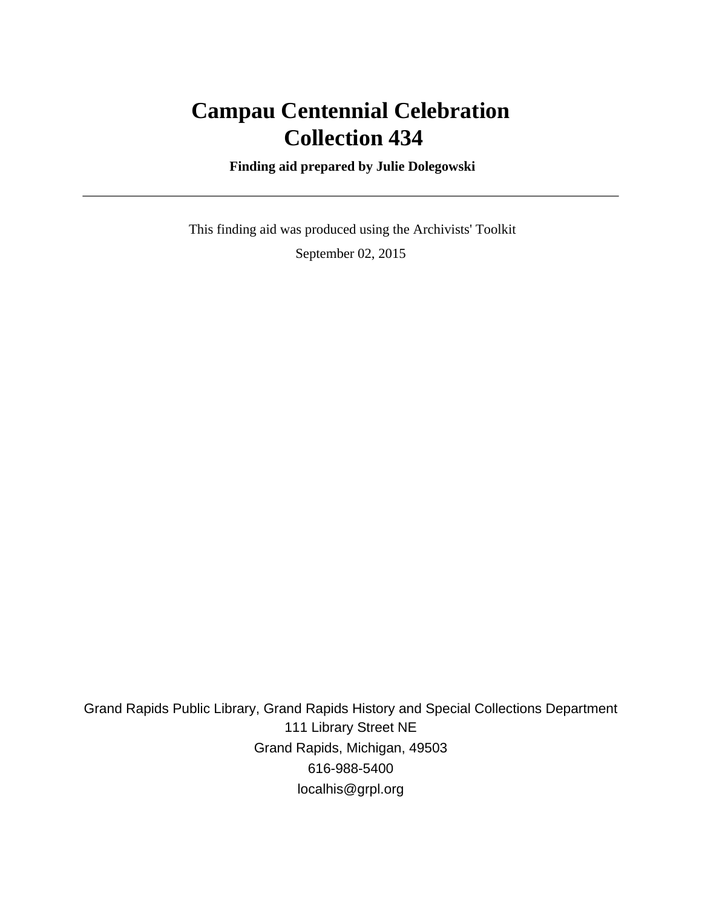# Campau Centennial Celebration
# Collection 434

**Finding aid prepared by Julie Dolegowski**

---

This finding aid was produced using the Archivists' Toolkit

September 02, 2015

Grand Rapids Public Library, Grand Rapids History and Special Collections Department
111 Library Street NE
Grand Rapids, Michigan, 49503
616-988-5400
localhis@grpl.org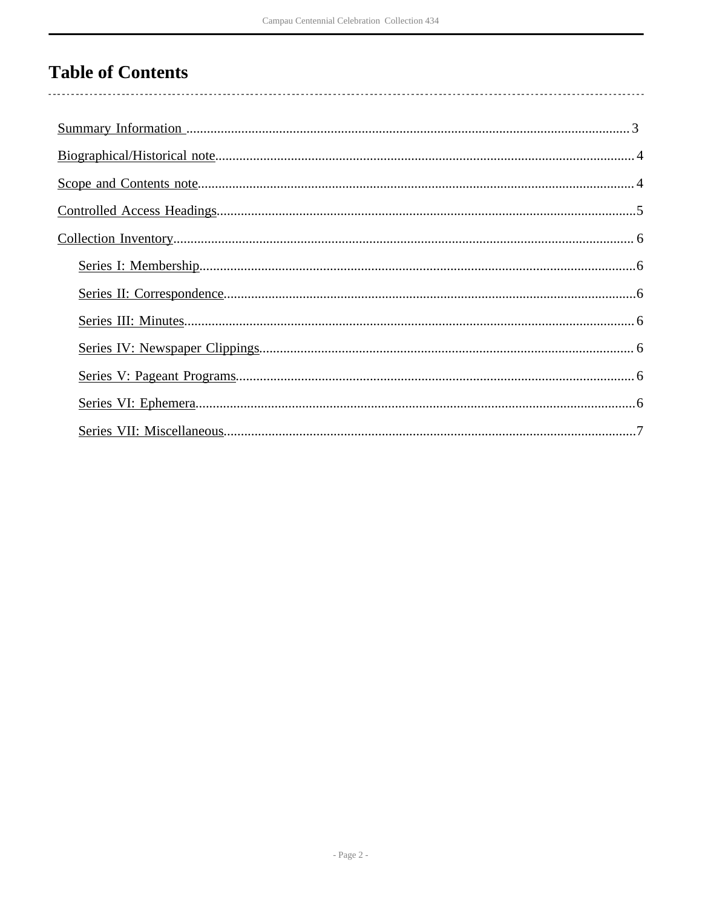# Table of Contents

- Summary Information ........................................ 3
- Biographical/Historical note ........................................ 4
- Scope and Contents note ........................................ 4
- Controlled Access Headings ........................................ 5
- Collection Inventory ........................................ 6
    - Series I: Membership ........................................ 6
    - Series II: Correspondence ........................................ 6
    - Series III: Minutes ........................................ 6
    - Series IV: Newspaper Clippings ........................................ 6
    - Series V: Pageant Programs ........................................ 6
    - Series VI: Ephemera ........................................ 6
    - Series VII: Miscellaneous ........................................ 7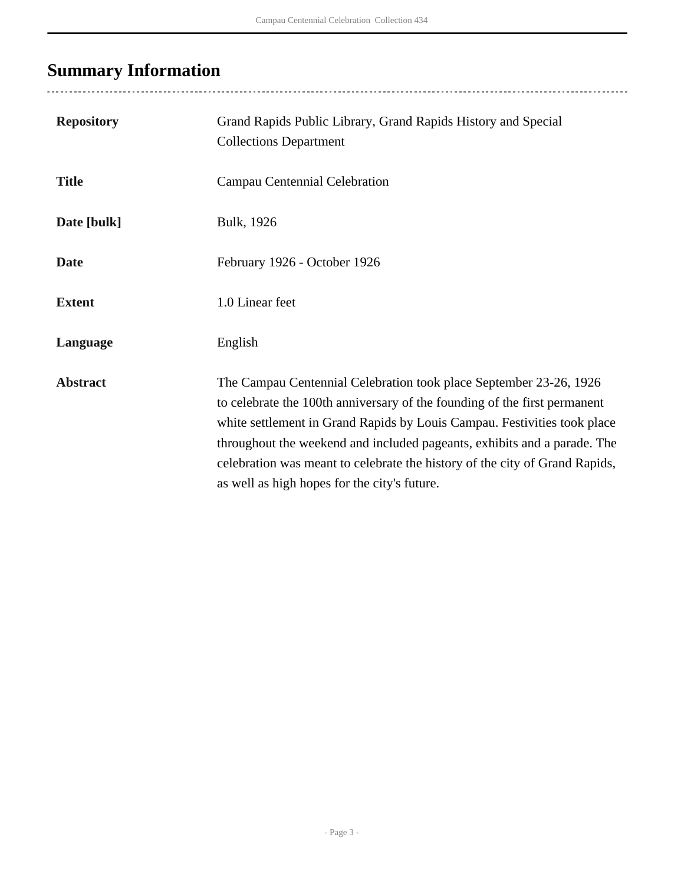## Summary Information

| | |
|---|---|
| **Repository** | Grand Rapids Public Library, Grand Rapids History and Special Collections Department |
| **Title** | Campau Centennial Celebration |
| **Date [bulk]** | Bulk, 1926 |
| **Date** | February 1926 - October 1926 |
| **Extent** | 1.0 Linear feet |
| **Language** | English |
| **Abstract** | The Campau Centennial Celebration took place September 23-26, 1926 to celebrate the 100th anniversary of the founding of the first permanent white settlement in Grand Rapids by Louis Campau. Festivities took place throughout the weekend and included pageants, exhibits and a parade. The celebration was meant to celebrate the history of the city of Grand Rapids, as well as high hopes for the city's future. |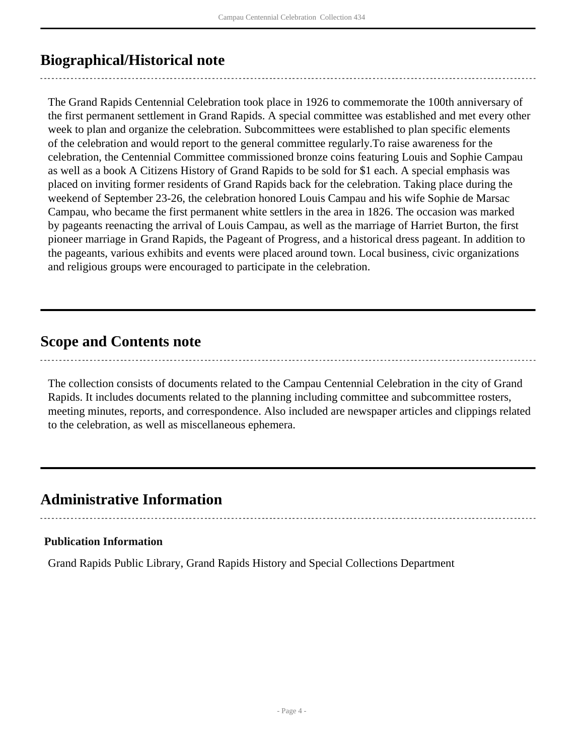## Biographical/Historical note

The Grand Rapids Centennial Celebration took place in 1926 to commemorate the 100th anniversary of the first permanent settlement in Grand Rapids. A special committee was established and met every other week to plan and organize the celebration. Subcommittees were established to plan specific elements of the celebration and would report to the general committee regularly.To raise awareness for the celebration, the Centennial Committee commissioned bronze coins featuring Louis and Sophie Campau as well as a book A Citizens History of Grand Rapids to be sold for $1 each. A special emphasis was placed on inviting former residents of Grand Rapids back for the celebration. Taking place during the weekend of September 23-26, the celebration honored Louis Campau and his wife Sophie de Marsac Campau, who became the first permanent white settlers in the area in 1826. The occasion was marked by pageants reenacting the arrival of Louis Campau, as well as the marriage of Harriet Burton, the first pioneer marriage in Grand Rapids, the Pageant of Progress, and a historical dress pageant. In addition to the pageants, various exhibits and events were placed around town. Local business, civic organizations and religious groups were encouraged to participate in the celebration.

## Scope and Contents note

The collection consists of documents related to the Campau Centennial Celebration in the city of Grand Rapids. It includes documents related to the planning including committee and subcommittee rosters, meeting minutes, reports, and correspondence. Also included are newspaper articles and clippings related to the celebration, as well as miscellaneous ephemera.

## Administrative Information

**Publication Information**

Grand Rapids Public Library, Grand Rapids History and Special Collections Department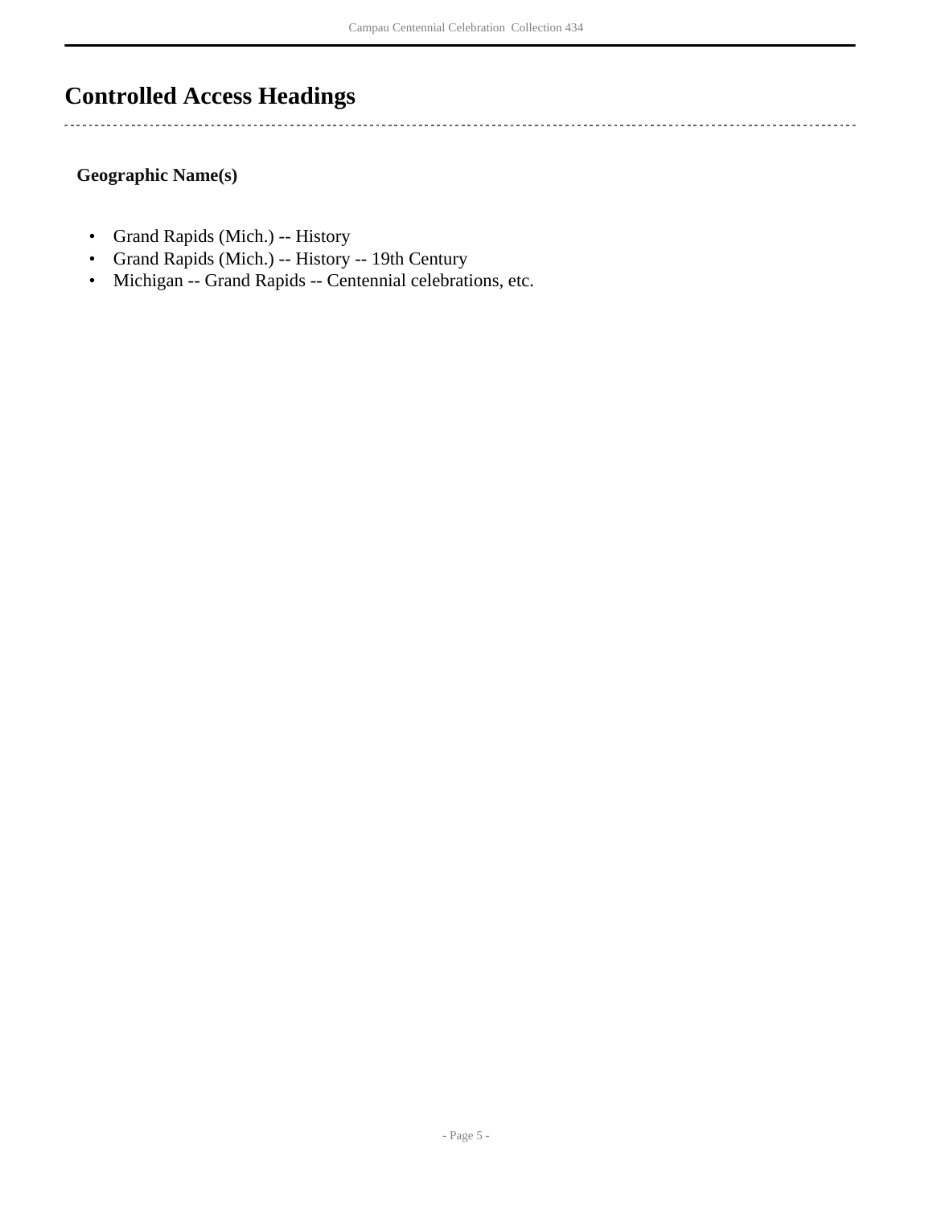# Controlled Access Headings

**Geographic Name(s)**

- Grand Rapids (Mich.) -- History
- Grand Rapids (Mich.) -- History -- 19th Century
- Michigan -- Grand Rapids -- Centennial celebrations, etc.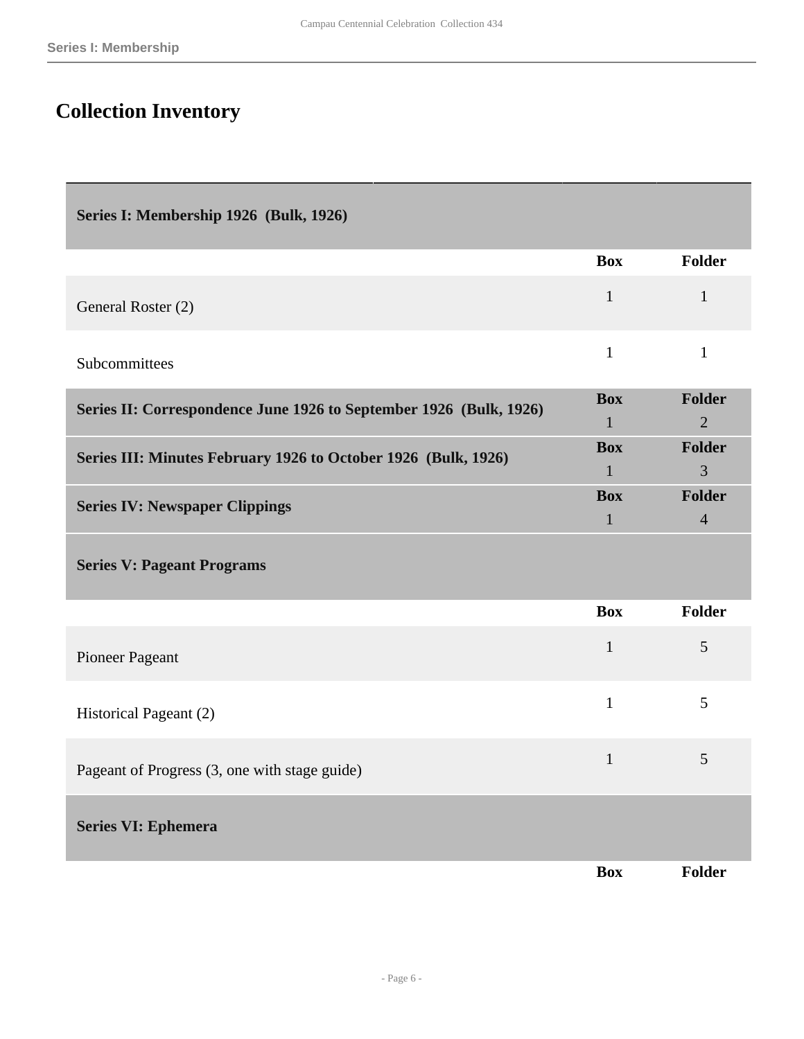# Collection Inventory

| Series I: Membership 1926 (Bulk, 1926) | | |
|---|---|---|
| | **Box** | **Folder** |
| General Roster (2) | 1 | 1 |
| Subcommittees | 1 | 1 |

| Series II: Correspondence June 1926 to September 1926 (Bulk, 1926) | Box | Folder |
|---|---|---|
| | 1 | 2 |

| Series III: Minutes February 1926 to October 1926 (Bulk, 1926) | Box | Folder |
|---|---|---|
| | 1 | 3 |

| Series IV: Newspaper Clippings | Box | Folder |
|---|---|---|
| | 1 | 4 |

| Series V: Pageant Programs | | |
|---|---|---|
| | **Box** | **Folder** |
| Pioneer Pageant | 1 | 5 |
| Historical Pageant (2) | 1 | 5 |
| Pageant of Progress (3, one with stage guide) | 1 | 5 |

| Series VI: Ephemera | | |
|---|---|---|
| | **Box** | **Folder** |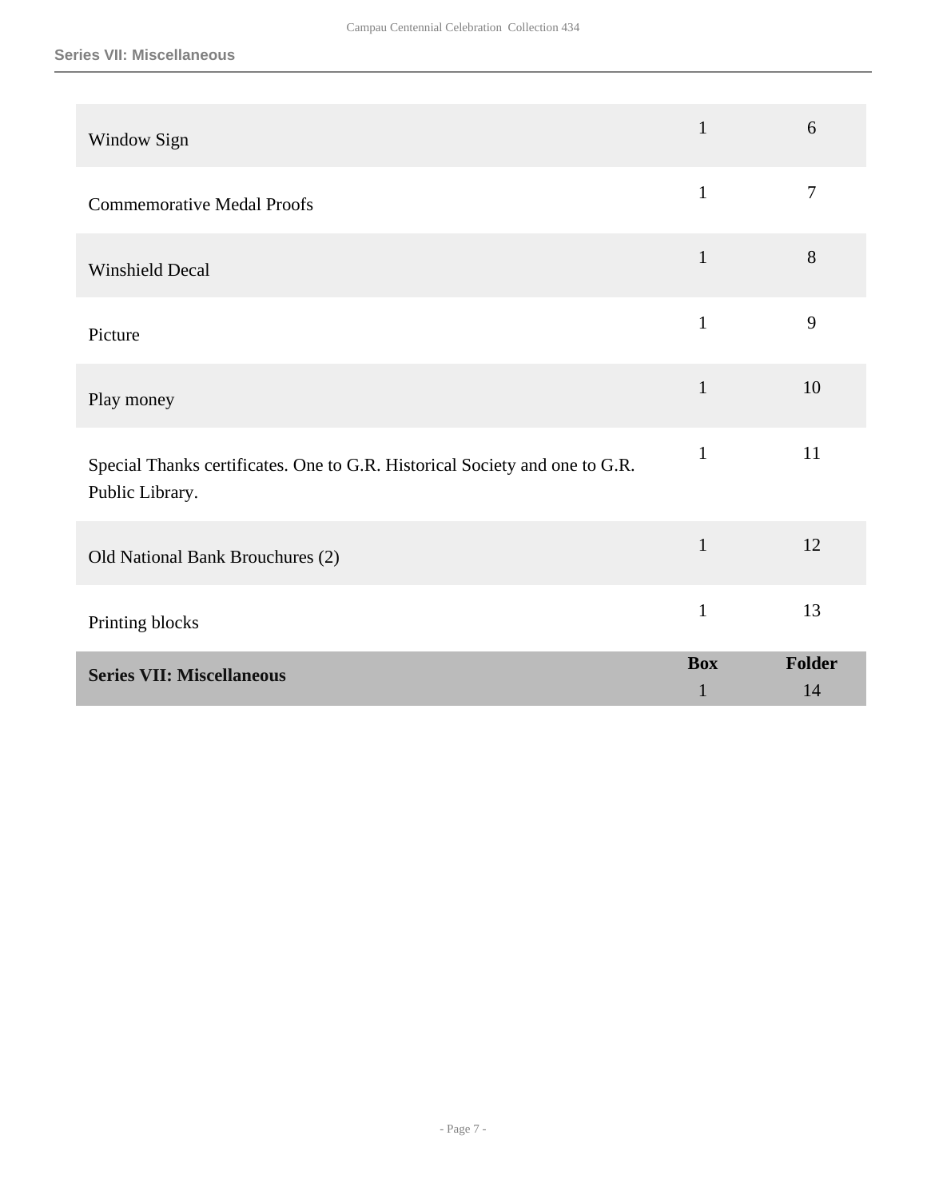| | | |
|---|---|---|
| Window Sign | 1 | 6 |
| Commemorative Medal Proofs | 1 | 7 |
| Winshield Decal | 1 | 8 |
| Picture | 1 | 9 |
| Play money | 1 | 10 |
| Special Thanks certificates. One to G.R. Historical Society and one to G.R. Public Library. | 1 | 11 |
| Old National Bank Brouchures (2) | 1 | 12 |
| Printing blocks | 1 | 13 |
| **Series VII: Miscellaneous** | **Box** 1 | **Folder** 14 |